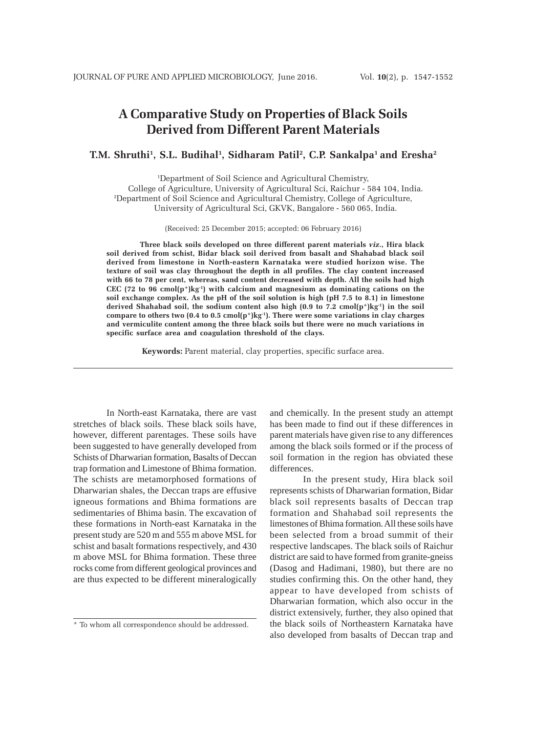# A Comparative Study on Properties of Black Soils Derived from Different Parent Materials

**T.M. Shruthi[1], S.L. Budihal[1], Sidharam Patil[2], C.P. Sankalpa[1] and Eresha[2]**

[1]Department of Soil Science and Agricultural Chemistry, College of Agriculture, University of Agricultural Sci, Raichur - 584 104, India.
[2]Department of Soil Science and Agricultural Chemistry, College of Agriculture, University of Agricultural Sci, GKVK, Bangalore - 560 065, India.

(Received: 25 December 2015; accepted: 06 February 2016)

**Three black soils developed on three different parent materials *viz*., Hira black soil derived from schist, Bidar black soil derived from basalt and Shahabad black soil derived from limestone in North-eastern Karnataka were studied horizon wise. The texture of soil was clay throughout the depth in all profiles. The clay content increased with 66 to 78 per cent, whereas, sand content decreased with depth. All the soils had high CEC (72 to 96 cmol($p^+$)$kg^{-1}$) with calcium and magnesium as dominating cations on the soil exchange complex. As the pH of the soil solution is high (pH 7.5 to 8.1) in limestone derived Shahabad soil, the sodium content also high (0.9 to 7.2 cmol($p^+$)$kg^{-1}$) in the soil compare to others two (0.4 to 0.5 cmol($p^+$)$kg^{-1}$). There were some variations in clay charges and vermiculite content among the three black soils but there were no much variations in specific surface area and coagulation threshold of the clays.**

**Keywords:** Parent material, clay properties, specific surface area.

---

In North-east Karnataka, there are vast stretches of black soils. These black soils have, however, different parentages. These soils have been suggested to have generally developed from Schists of Dharwarian formation, Basalts of Deccan trap formation and Limestone of Bhima formation. The schists are metamorphosed formations of Dharwarian shales, the Deccan traps are effusive igneous formations and Bhima formations are sedimentaries of Bhima basin. The excavation of these formations in North-east Karnataka in the present study are 520 m and 555 m above MSL for schist and basalt formations respectively, and 430 m above MSL for Bhima formation. These three rocks come from different geological provinces and are thus expected to be different mineralogically and chemically. In the present study an attempt has been made to find out if these differences in parent materials have given rise to any differences among the black soils formed or if the process of soil formation in the region has obviated these differences.

In the present study, Hira black soil represents schists of Dharwarian formation, Bidar black soil represents basalts of Deccan trap formation and Shahabad soil represents the limestones of Bhima formation. All these soils have been selected from a broad summit of their respective landscapes. The black soils of Raichur district are said to have formed from granite-gneiss (Dasog and Hadimani, 1980), but there are no studies confirming this. On the other hand, they appear to have developed from schists of Dharwarian formation, which also occur in the district extensively, further, they also opined that the black soils of Northeastern Karnataka have also developed from basalts of Deccan trap and

---

\* To whom all correspondence should be addressed.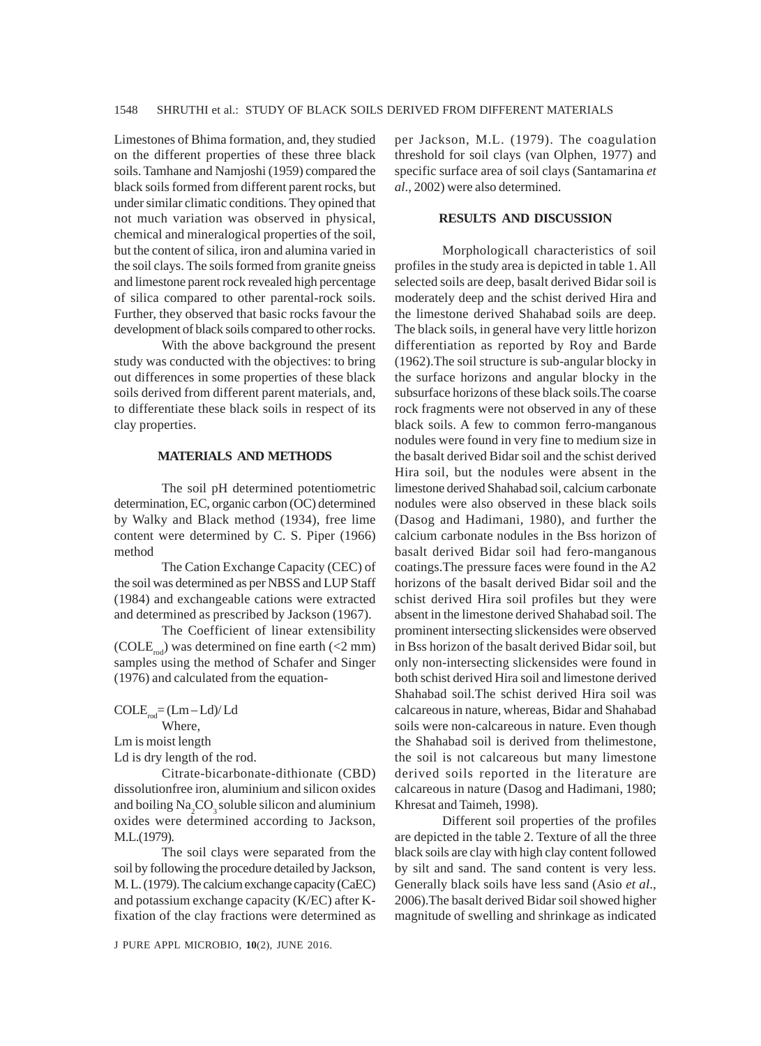Limestones of Bhima formation, and, they studied on the different properties of these three black soils. Tamhane and Namjoshi (1959) compared the black soils formed from different parent rocks, but under similar climatic conditions. They opined that not much variation was observed in physical, chemical and mineralogical properties of the soil, but the content of silica, iron and alumina varied in the soil clays. The soils formed from granite gneiss and limestone parent rock revealed high percentage of silica compared to other parental-rock soils. Further, they observed that basic rocks favour the development of black soils compared to other rocks.

With the above background the present study was conducted with the objectives: to bring out differences in some properties of these black soils derived from different parent materials, and, to differentiate these black soils in respect of its clay properties.

## MATERIALS AND METHODS

The soil pH determined potentiometric determination, EC, organic carbon (OC) determined by Walky and Black method (1934), free lime content were determined by C. S. Piper (1966) method

The Cation Exchange Capacity (CEC) of the soil was determined as per NBSS and LUP Staff (1984) and exchangeable cations were extracted and determined as prescribed by Jackson (1967).

The Coefficient of linear extensibility ($COLE_{rod}$) was determined on fine earth (<2 mm) samples using the method of Schafer and Singer (1976) and calculated from the equation-

$$COLE_{rod} = (Lm - Ld)/Ld$$

Where,

Lm is moist length

Ld is dry length of the rod.

Citrate-bicarbonate-dithionate (CBD) dissolutionfree iron, aluminium and silicon oxides and boiling $Na_2CO_3$ soluble silicon and aluminium oxides were determined according to Jackson, M.L.(1979).

The soil clays were separated from the soil by following the procedure detailed by Jackson, M. L. (1979). The calcium exchange capacity (CaEC) and potassium exchange capacity (K/EC) after K-fixation of the clay fractions were determined as per Jackson, M.L. (1979). The coagulation threshold for soil clays (van Olphen, 1977) and specific surface area of soil clays (Santamarina *et al*., 2002) were also determined.

## RESULTS AND DISCUSSION

Morphologicall characteristics of soil profiles in the study area is depicted in table 1. All selected soils are deep, basalt derived Bidar soil is moderately deep and the schist derived Hira and the limestone derived Shahabad soils are deep. The black soils, in general have very little horizon differentiation as reported by Roy and Barde (1962).The soil structure is sub-angular blocky in the surface horizons and angular blocky in the subsurface horizons of these black soils.The coarse rock fragments were not observed in any of these black soils. A few to common ferro-manganous nodules were found in very fine to medium size in the basalt derived Bidar soil and the schist derived Hira soil, but the nodules were absent in the limestone derived Shahabad soil, calcium carbonate nodules were also observed in these black soils (Dasog and Hadimani, 1980), and further the calcium carbonate nodules in the Bss horizon of basalt derived Bidar soil had fero-manganous coatings.The pressure faces were found in the A2 horizons of the basalt derived Bidar soil and the schist derived Hira soil profiles but they were absent in the limestone derived Shahabad soil. The prominent intersecting slickensides were observed in Bss horizon of the basalt derived Bidar soil, but only non-intersecting slickensides were found in both schist derived Hira soil and limestone derived Shahabad soil.The schist derived Hira soil was calcareous in nature, whereas, Bidar and Shahabad soils were non-calcareous in nature. Even though the Shahabad soil is derived from thelimestone, the soil is not calcareous but many limestone derived soils reported in the literature are calcareous in nature (Dasog and Hadimani, 1980; Khresat and Taimeh, 1998).

Different soil properties of the profiles are depicted in the table 2. Texture of all the three black soils are clay with high clay content followed by silt and sand. The sand content is very less. Generally black soils have less sand (Asio *et al*., 2006).The basalt derived Bidar soil showed higher magnitude of swelling and shrinkage as indicated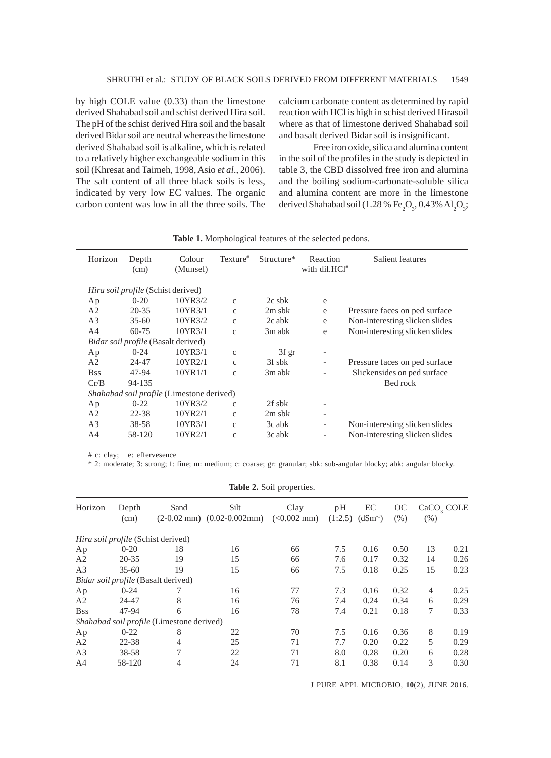by high COLE value (0.33) than the limestone derived Shahabad soil and schist derived Hira soil. The pH of the schist derived Hira soil and the basalt derived Bidar soil are neutral whereas the limestone derived Shahabad soil is alkaline, which is related to a relatively higher exchangeable sodium in this soil (Khresat and Taimeh, 1998, Asio *et al*., 2006). The salt content of all three black soils is less, indicated by very low EC values. The organic carbon content was low in all the three soils. The calcium carbonate content as determined by rapid reaction with HCl is high in schist derived Hirasoil where as that of limestone derived Shahabad soil and basalt derived Bidar soil is insignificant.

Free iron oxide, silica and alumina content in the soil of the profiles in the study is depicted in table 3, the CBD dissolved free iron and alumina and the boiling sodium-carbonate-soluble silica and alumina content are more in the limestone derived Shahabad soil (1.28 % $Fe_2O_3$, 0.43% $Al_2O_3$;

**Table 1.** Morphological features of the selected pedons.

| Horizon | Depth (cm) | Colour (Munsel) | Texture# | Structure* | Reaction with dil.HCl# | Salient features |
|---|---|---|---|---|---|---|
| *Hira soil profile* (Schist derived) | | | | | | |
| Ap | 0-20 | 10YR3/2 | c | 2c sbk | e | |
| A2 | 20-35 | 10YR3/1 | c | 2m sbk | e | Pressure faces on ped surface |
| A3 | 35-60 | 10YR3/2 | c | 2c abk | e | Non-interesting slicken slides |
| A4 | 60-75 | 10YR3/1 | c | 3m abk | e | Non-interesting slicken slides |
| *Bidar soil profile* (Basalt derived) | | | | | | |
| Ap | 0-24 | 10YR3/1 | c | 3f gr | - | |
| A2 | 24-47 | 10YR2/1 | c | 3f sbk | - | Pressure faces on ped surface |
| Bss | 47-94 | 10YR1/1 | c | 3m abk | - | Slickensides on ped surface |
| Cr/B | 94-135 | | | | | Bed rock |
| *Shahabad soil profile* (Limestone derived) | | | | | | |
| Ap | 0-22 | 10YR3/2 | c | 2f sbk | - | |
| A2 | 22-38 | 10YR2/1 | c | 2m sbk | - | |
| A3 | 38-58 | 10YR3/1 | c | 3c abk | - | Non-interesting slicken slides |
| A4 | 58-120 | 10YR2/1 | c | 3c abk | - | Non-interesting slicken slides |

# c: clay; e: effervesence

\* 2: moderate; 3: strong; f: fine; m: medium; c: coarse; gr: granular; sbk: sub-angular blocky; abk: angular blocky.

**Table 2.** Soil properties.

| Horizon | Depth (cm) | Sand (2-0.02 mm) | Silt (0.02-0.002mm) | Clay (<0.002 mm) | pH (1:2.5) | EC ($dSm^{-1}$) | OC (%) | $CaCO_3$ (%) | COLE |
|---|---|---|---|---|---|---|---|---|---|
| *Hira soil profile* (Schist derived) | | | | | | | | | |
| Ap | 0-20 | 18 | 16 | 66 | 7.5 | 0.16 | 0.50 | 13 | 0.21 |
| A2 | 20-35 | 19 | 15 | 66 | 7.6 | 0.17 | 0.32 | 14 | 0.26 |
| A3 | 35-60 | 19 | 15 | 66 | 7.5 | 0.18 | 0.25 | 15 | 0.23 |
| *Bidar soil profile* (Basalt derived) | | | | | | | | | |
| Ap | 0-24 | 7 | 16 | 77 | 7.3 | 0.16 | 0.32 | 4 | 0.25 |
| A2 | 24-47 | 8 | 16 | 76 | 7.4 | 0.24 | 0.34 | 6 | 0.29 |
| Bss | 47-94 | 6 | 16 | 78 | 7.4 | 0.21 | 0.18 | 7 | 0.33 |
| *Shahabad soil profile* (Limestone derived) | | | | | | | | | |
| Ap | 0-22 | 8 | 22 | 70 | 7.5 | 0.16 | 0.36 | 8 | 0.19 |
| A2 | 22-38 | 4 | 25 | 71 | 7.7 | 0.20 | 0.22 | 5 | 0.29 |
| A3 | 38-58 | 7 | 22 | 71 | 8.0 | 0.28 | 0.20 | 6 | 0.28 |
| A4 | 58-120 | 4 | 24 | 71 | 8.1 | 0.38 | 0.14 | 3 | 0.30 |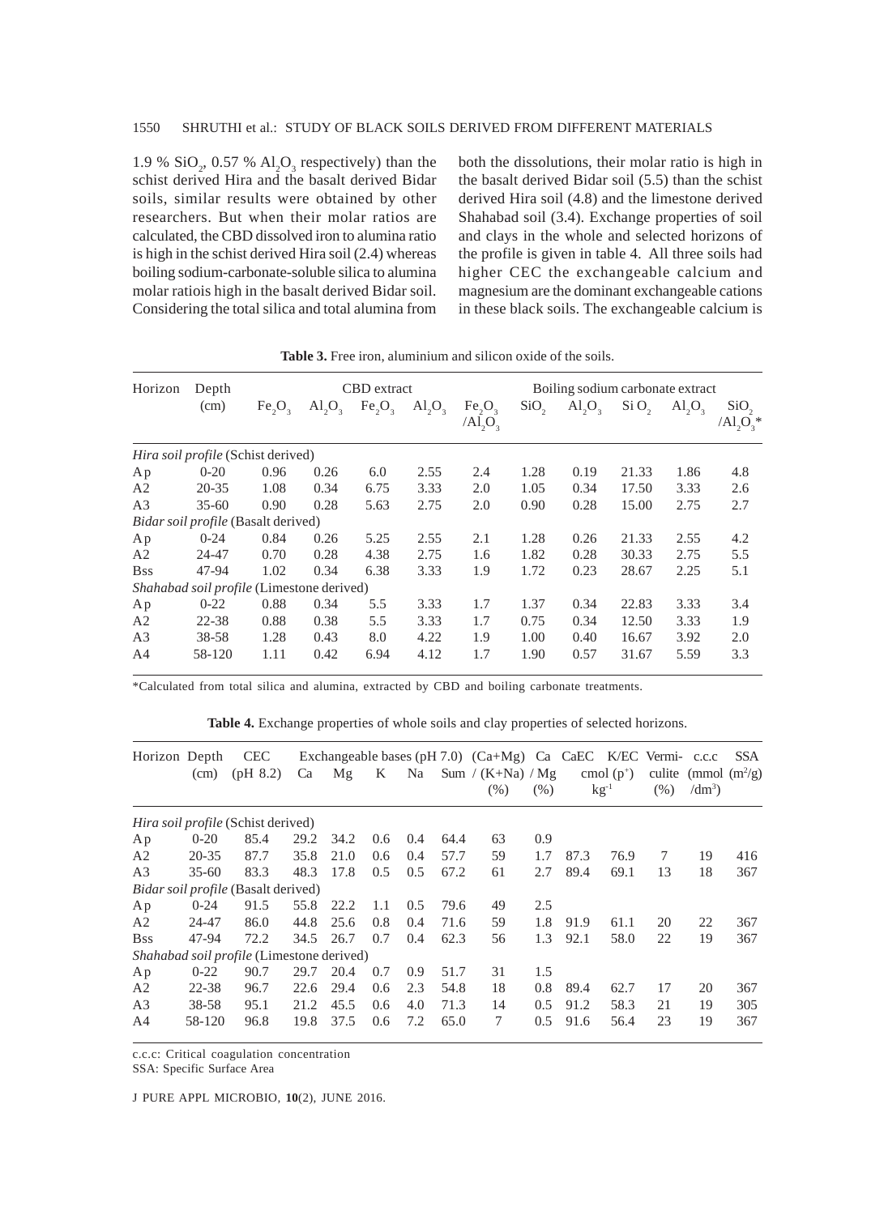1.9 % $SiO_2$, 0.57 % $Al_2O_3$ respectively) than the schist derived Hira and the basalt derived Bidar soils, similar results were obtained by other researchers. But when their molar ratios are calculated, the CBD dissolved iron to alumina ratio is high in the schist derived Hira soil (2.4) whereas boiling sodium-carbonate-soluble silica to alumina molar ratiois high in the basalt derived Bidar soil. Considering the total silica and total alumina from both the dissolutions, their molar ratio is high in the basalt derived Bidar soil (5.5) than the schist derived Hira soil (4.8) and the limestone derived Shahabad soil (3.4). Exchange properties of soil and clays in the whole and selected horizons of the profile is given in table 4. All three soils had higher CEC the exchangeable calcium and magnesium are the dominant exchangeable cations in these black soils. The exchangeable calcium is

**Table 3.** Free iron, aluminium and silicon oxide of the soils.

| Horizon | Depth (cm) | CBD extract | | | | | Boiling sodium carbonate extract | | | | |
|---|---|---|---|---|---|---|---|---|---|---|---|
| | | $Fe_2O_3$ | $Al_2O_3$ | $Fe_2O_3$ | $Al_2O_3$ | $Fe_2O_3/Al_2O_3$ | $SiO_2$ | $Al_2O_3$ | $SiO_2$ | $Al_2O_3$ | $SiO_2/Al_2O_3$* |
| *Hira soil profile* (Schist derived) | | | | | | | | | | | |
| Ap | 0-20 | 0.96 | 0.26 | 6.0 | 2.55 | 2.4 | 1.28 | 0.19 | 21.33 | 1.86 | 4.8 |
| A2 | 20-35 | 1.08 | 0.34 | 6.75 | 3.33 | 2.0 | 1.05 | 0.34 | 17.50 | 3.33 | 2.6 |
| A3 | 35-60 | 0.90 | 0.28 | 5.63 | 2.75 | 2.0 | 0.90 | 0.28 | 15.00 | 2.75 | 2.7 |
| *Bidar soil profile* (Basalt derived) | | | | | | | | | | | |
| Ap | 0-24 | 0.84 | 0.26 | 5.25 | 2.55 | 2.1 | 1.28 | 0.26 | 21.33 | 2.55 | 4.2 |
| A2 | 24-47 | 0.70 | 0.28 | 4.38 | 2.75 | 1.6 | 1.82 | 0.28 | 30.33 | 2.75 | 5.5 |
| Bss | 47-94 | 1.02 | 0.34 | 6.38 | 3.33 | 1.9 | 1.72 | 0.23 | 28.67 | 2.25 | 5.1 |
| *Shahabad soil profile* (Limestone derived) | | | | | | | | | | | |
| Ap | 0-22 | 0.88 | 0.34 | 5.5 | 3.33 | 1.7 | 1.37 | 0.34 | 22.83 | 3.33 | 3.4 |
| A2 | 22-38 | 0.88 | 0.38 | 5.5 | 3.33 | 1.7 | 0.75 | 0.34 | 12.50 | 3.33 | 1.9 |
| A3 | 38-58 | 1.28 | 0.43 | 8.0 | 4.22 | 1.9 | 1.00 | 0.40 | 16.67 | 3.92 | 2.0 |
| A4 | 58-120 | 1.11 | 0.42 | 6.94 | 4.12 | 1.7 | 1.90 | 0.57 | 31.67 | 5.59 | 3.3 |

*Calculated from total silica and alumina, extracted by CBD and boiling carbonate treatments.

**Table 4.** Exchange properties of whole soils and clay properties of selected horizons.

| Horizon | Depth (cm) | CEC (pH 8.2) | Exchangeable bases (pH 7.0) Ca | Mg | K | Na | Sum | (Ca+Mg) / (K+Na) (%) | Ca / Mg (%) | CaEC cmol ($p^+$) $kg^{-1}$ | K/EC | Vermiculite (%) | c.c.c (mmol /$dm^3$) | SSA ($m^2$/g) |
|---|---|---|---|---|---|---|---|---|---|---|---|---|---|---|
| *Hira soil profile* (Schist derived) | | | | | | | | | | | | | | |
| Ap | 0-20 | 85.4 | 29.2 | 34.2 | 0.6 | 0.4 | 64.4 | 63 | 0.9 | | | | | |
| A2 | 20-35 | 87.7 | 35.8 | 21.0 | 0.6 | 0.4 | 57.7 | 59 | 1.7 | 87.3 | 76.9 | 7 | 19 | 416 |
| A3 | 35-60 | 83.3 | 48.3 | 17.8 | 0.5 | 0.5 | 67.2 | 61 | 2.7 | 89.4 | 69.1 | 13 | 18 | 367 |
| *Bidar soil profile* (Basalt derived) | | | | | | | | | | | | | | |
| Ap | 0-24 | 91.5 | 55.8 | 22.2 | 1.1 | 0.5 | 79.6 | 49 | 2.5 | | | | | |
| A2 | 24-47 | 86.0 | 44.8 | 25.6 | 0.8 | 0.4 | 71.6 | 59 | 1.8 | 91.9 | 61.1 | 20 | 22 | 367 |
| Bss | 47-94 | 72.2 | 34.5 | 26.7 | 0.7 | 0.4 | 62.3 | 56 | 1.3 | 92.1 | 58.0 | 22 | 19 | 367 |
| *Shahabad soil profile* (Limestone derived) | | | | | | | | | | | | | | |
| Ap | 0-22 | 90.7 | 29.7 | 20.4 | 0.7 | 0.9 | 51.7 | 31 | 1.5 | | | | | |
| A2 | 22-38 | 96.7 | 22.6 | 29.4 | 0.6 | 2.3 | 54.8 | 18 | 0.8 | 89.4 | 62.7 | 17 | 20 | 367 |
| A3 | 38-58 | 95.1 | 21.2 | 45.5 | 0.6 | 4.0 | 71.3 | 14 | 0.5 | 91.2 | 58.3 | 21 | 19 | 305 |
| A4 | 58-120 | 96.8 | 19.8 | 37.5 | 0.6 | 7.2 | 65.0 | 7 | 0.5 | 91.6 | 56.4 | 23 | 19 | 367 |

c.c.c: Critical coagulation concentration
SSA: Specific Surface Area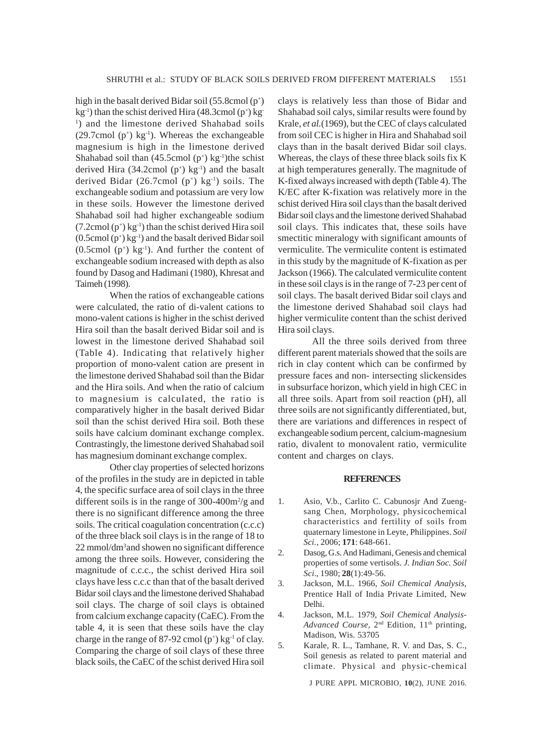high in the basalt derived Bidar soil (55.8cmol $(p^+)$ $kg^{-1}$) than the schist derived Hira (48.3cmol $(p^+)$ $kg^{-1}$) and the limestone derived Shahabad soils (29.7cmol $(p^+)$ $kg^{-1}$). Whereas the exchangeable magnesium is high in the limestone derived Shahabad soil than (45.5cmol $(p^+)$ $kg^{-1}$)the schist derived Hira (34.2cmol $(p^+)$ $kg^{-1}$) and the basalt derived Bidar (26.7cmol $(p^+)$ $kg^{-1}$) soils. The exchangeable sodium and potassium are very low in these soils. However the limestone derived Shahabad soil had higher exchangeable sodium (7.2cmol $(p^+)$ $kg^{-1}$) than the schist derived Hira soil (0.5cmol $(p^+)$ $kg^{-1}$) and the basalt derived Bidar soil (0.5cmol $(p^+)$ $kg^{-1}$). And further the content of exchangeable sodium increased with depth as also found by Dasog and Hadimani (1980), Khresat and Taimeh (1998).

When the ratios of exchangeable cations were calculated, the ratio of di-valent cations to mono-valent cations is higher in the schist derived Hira soil than the basalt derived Bidar soil and is lowest in the limestone derived Shahabad soil (Table 4). Indicating that relatively higher proportion of mono-valent cation are present in the limestone derived Shahabad soil than the Bidar and the Hira soils. And when the ratio of calcium to magnesium is calculated, the ratio is comparatively higher in the basalt derived Bidar soil than the schist derived Hira soil. Both these soils have calcium dominant exchange complex. Contrastingly, the limestone derived Shahabad soil has magnesium dominant exchange complex.

Other clay properties of selected horizons of the profiles in the study are in depicted in table 4, the specific surface area of soil clays in the three different soils is in the range of 300-400$m^2$/g and there is no significant difference among the three soils. The critical coagulation concentration (c.c.c) of the three black soil clays is in the range of 18 to 22 mmol/$dm^3$and showen no significant difference among the three soils. However, considering the magnitude of c.c.c., the schist derived Hira soil clays have less c.c.c than that of the basalt derived Bidar soil clays and the limestone derived Shahabad soil clays. The charge of soil clays is obtained from calcium exchange capacity (CaEC). From the table 4, it is seen that these soils have the clay charge in the range of 87-92 cmol $(p^+)$ $kg^{-1}$ of clay. Comparing the charge of soil clays of these three black soils, the CaEC of the schist derived Hira soil clays is relatively less than those of Bidar and Shahabad soil calys, similar results were found by Krale, *et al.*(1969), but the CEC of clays calculated from soil CEC is higher in Hira and Shahabad soil clays than in the basalt derived Bidar soil clays. Whereas, the clays of these three black soils fix K at high temperatures generally. The magnitude of K-fixed always increased with depth (Table 4). The K/EC after K-fixation was relatively more in the schist derived Hira soil clays than the basalt derived Bidar soil clays and the limestone derived Shahabad soil clays. This indicates that, these soils have smectitic mineralogy with significant amounts of vermiculite. The vermiculite content is estimated in this study by the magnitude of K-fixation as per Jackson (1966). The calculated vermiculite content in these soil clays is in the range of 7-23 per cent of soil clays. The basalt derived Bidar soil clays and the limestone derived Shahabad soil clays had higher vermiculite content than the schist derived Hira soil clays.

All the three soils derived from three different parent materials showed that the soils are rich in clay content which can be confirmed by pressure faces and non- intersecting slickensides in subsurface horizon, which yield in high CEC in all three soils. Apart from soil reaction (pH), all three soils are not significantly differentiated, but, there are variations and differences in respect of exchangeable sodium percent, calcium-magnesium ratio, divalent to monovalent ratio, vermiculite content and charges on clays.

## REFERENCES

1. Asio, V.b., Carlito C. Cabunosjr And Zueng-sang Chen, Morphology, physicochemical characteristics and fertility of soils from quaternary limestone in Leyte, Philippines. *Soil Sci.*, 2006; **171**: 648-661.
2. Dasog, G.s. And Hadimani, Genesis and chemical properties of some vertisols. *J. Indian Soc. Soil Sci*., 1980; **28**(1):49-56.
3. Jackson, M.L. 1966, *Soil Chemical Analysis*, Prentice Hall of India Private Limited, New Delhi.
4. Jackson, M.L. 1979, *Soil Chemical Analysis-Advanced Course*, 2nd Edition, 11th printing, Madison, Wis. 53705
5. Karale, R. L., Tamhane, R. V. and Das, S. C., Soil genesis as related to parent material and climate. Physical and physic-chemical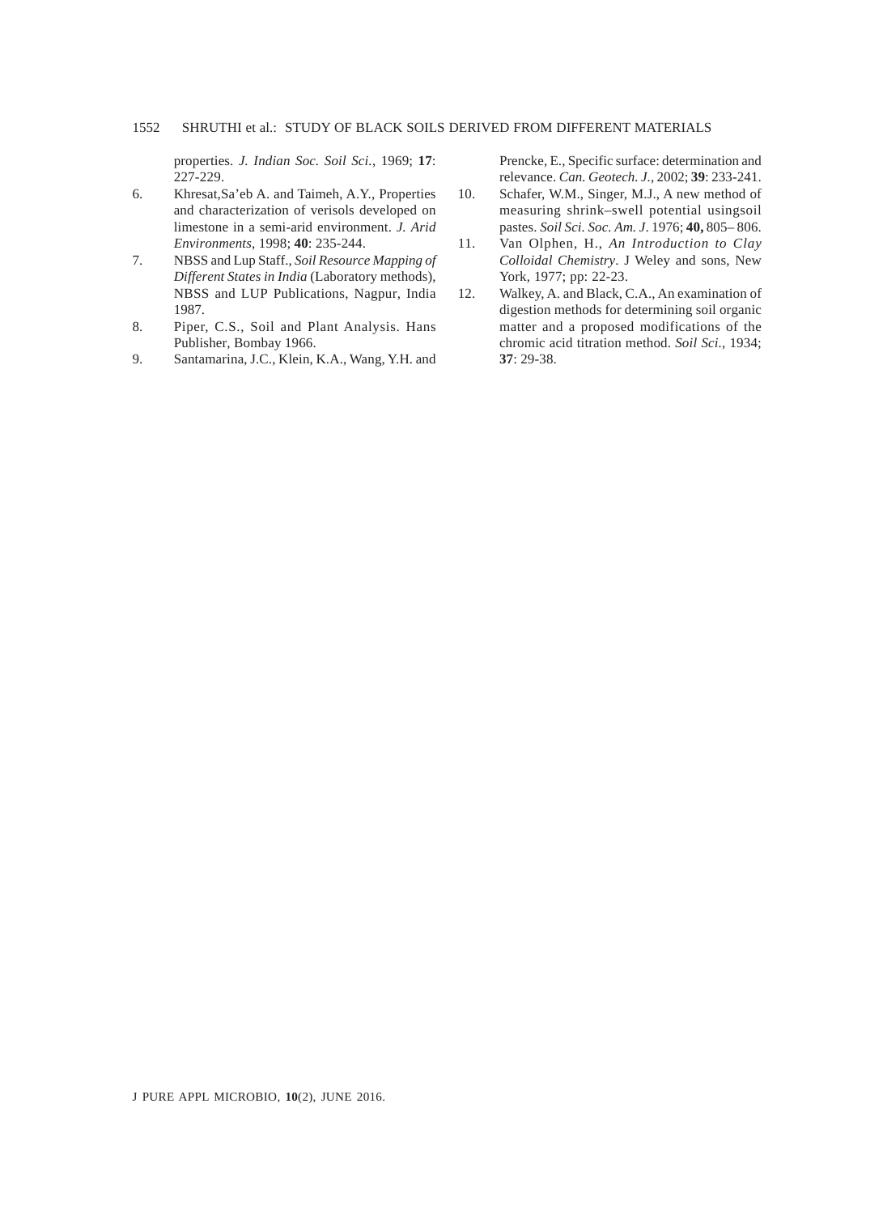properties. *J. Indian Soc. Soil Sci.*, 1969; **17**: 227-229.

6. Khresat,Sa'eb A. and Taimeh, A.Y., Properties and characterization of verisols developed on limestone in a semi-arid environment. *J. Arid Environments*, 1998; **40**: 235-244.
7. NBSS and Lup Staff., *Soil Resource Mapping of Different States in India* (Laboratory methods), NBSS and LUP Publications, Nagpur, India 1987.
8. Piper, C.S., Soil and Plant Analysis. Hans Publisher, Bombay 1966.
9. Santamarina, J.C., Klein, K.A., Wang, Y.H. and Prencke, E., Specific surface: determination and relevance. *Can. Geotech. J.*, 2002; **39**: 233-241.
10. Schafer, W.M., Singer, M.J., A new method of measuring shrink–swell potential usingsoil pastes. *Soil Sci. Soc. Am. J*. 1976; **40,** 805– 806.
11. Van Olphen, H., *An Introduction to Clay Colloidal Chemistry*. J Weley and sons, New York, 1977; pp: 22-23.
12. Walkey, A. and Black, C.A., An examination of digestion methods for determining soil organic matter and a proposed modifications of the chromic acid titration method. *Soil Sci.*, 1934; **37**: 29-38.